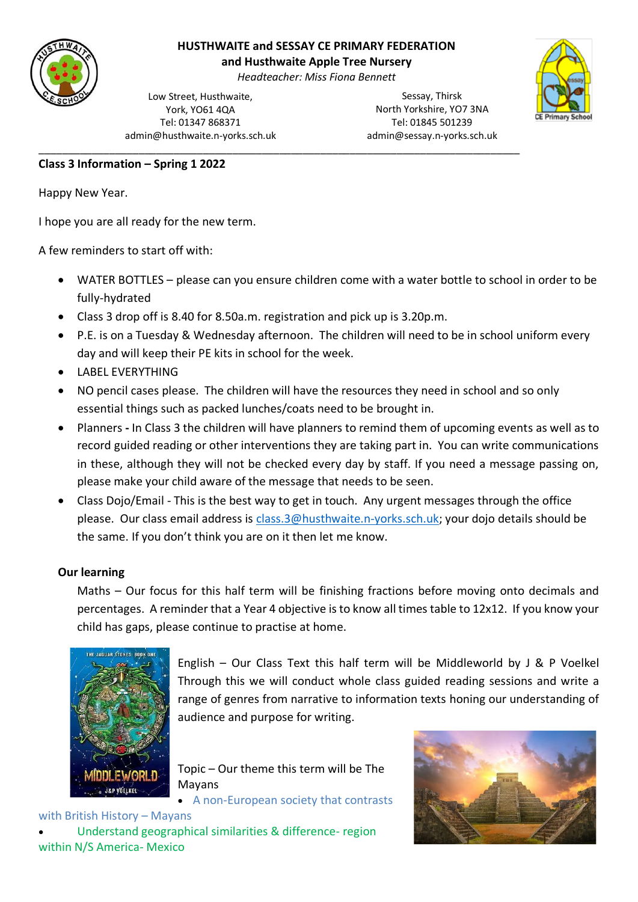**HUSTHWAITE and SESSAY CE PRIMARY FEDERATION**
**and Husthwaite Apple Tree Nursery**
*Headteacher: Miss Fiona Bennett*

Low Street, Husthwaite,
York, YO61 4QA
Tel: 01347 868371
admin@husthwaite.n-yorks.sch.uk

Sessay, Thirsk
North Yorkshire, YO7 3NA
Tel: 01845 501239
admin@sessay.n-yorks.sch.uk

---

**Class 3 Information – Spring 1 2022**

Happy New Year.

I hope you are all ready for the new term.

A few reminders to start off with:

- WATER BOTTLES – please can you ensure children come with a water bottle to school in order to be fully-hydrated
- Class 3 drop off is 8.40 for 8.50a.m. registration and pick up is 3.20p.m.
- P.E. is on a Tuesday & Wednesday afternoon. The children will need to be in school uniform every day and will keep their PE kits in school for the week.
- LABEL EVERYTHING
- NO pencil cases please. The children will have the resources they need in school and so only essential things such as packed lunches/coats need to be brought in.
- Planners **-** In Class 3 the children will have planners to remind them of upcoming events as well as to record guided reading or other interventions they are taking part in. You can write communications in these, although they will not be checked every day by staff. If you need a message passing on, please make your child aware of the message that needs to be seen.
- Class Dojo/Email - This is the best way to get in touch. Any urgent messages through the office please. Our class email address is class.3@husthwaite.n-yorks.sch.uk; your dojo details should be the same. If you don't think you are on it then let me know.

**Our learning**

Maths – Our focus for this half term will be finishing fractions before moving onto decimals and percentages. A reminder that a Year 4 objective is to know all times table to 12x12. If you know your child has gaps, please continue to practise at home.

English – Our Class Text this half term will be Middleworld by J & P Voelkel Through this we will conduct whole class guided reading sessions and write a range of genres from narrative to information texts honing our understanding of audience and purpose for writing.

Topic – Our theme this term will be The Mayans

- A non-European society that contrasts with British History – Mayans
- Understand geographical similarities & difference- region within N/S America- Mexico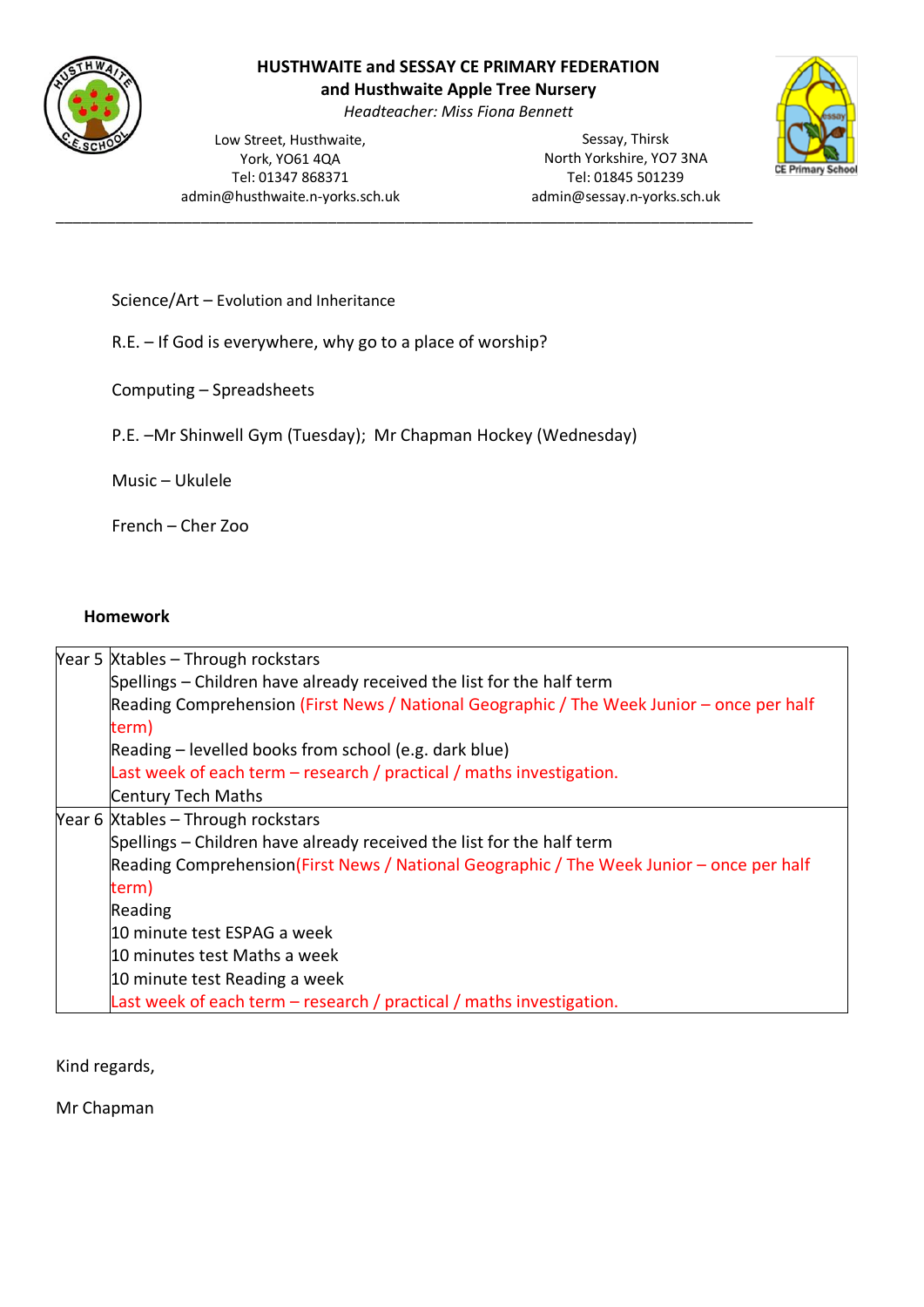**HUSTHWAITE and SESSAY CE PRIMARY FEDERATION**
**and Husthwaite Apple Tree Nursery**
*Headteacher: Miss Fiona Bennett*

Low Street, Husthwaite,
York, YO61 4QA
Tel: 01347 868371
admin@husthwaite.n-yorks.sch.uk

Sessay, Thirsk
North Yorkshire, YO7 3NA
Tel: 01845 501239
admin@sessay.n-yorks.sch.uk

---

Science/Art – Evolution and Inheritance

R.E. – If God is everywhere, why go to a place of worship?

Computing – Spreadsheets

P.E. –Mr Shinwell Gym (Tuesday); Mr Chapman Hockey (Wednesday)

Music – Ukulele

French – Cher Zoo

**Homework**

| | |
|---|---|
| Year 5 | Xtables – Through rockstars<br>Spellings – Children have already received the list for the half term<br>Reading Comprehension (First News / National Geographic / The Week Junior – once per half term)<br>Reading – levelled books from school (e.g. dark blue)<br>Last week of each term – research / practical / maths investigation.<br>Century Tech Maths |
| Year 6 | Xtables – Through rockstars<br>Spellings – Children have already received the list for the half term<br>Reading Comprehension(First News / National Geographic / The Week Junior – once per half term)<br>Reading<br>10 minute test ESPAG a week<br>10 minutes test Maths a week<br>10 minute test Reading a week<br>Last week of each term – research / practical / maths investigation. |

Kind regards,

Mr Chapman